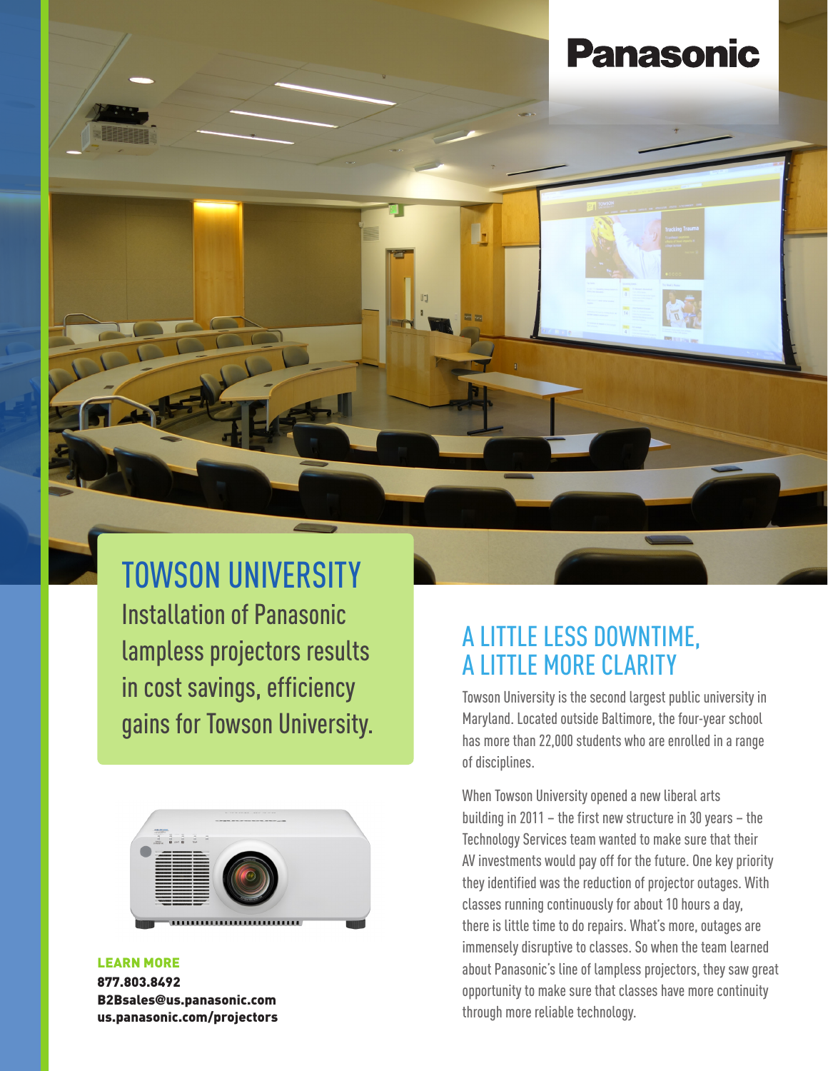Panasonic

# TOWSON UNIVERSITY

Installation of Panasonic lampless projectors results in cost savings, efficiency gains for Towson University.

**LEARN MORE**
**877.803.8492**
**B2Bsales@us.panasonic.com**
**us.panasonic.com/projectors**

## A LITTLE LESS DOWNTIME, A LITTLE MORE CLARITY

Towson University is the second largest public university in Maryland. Located outside Baltimore, the four-year school has more than 22,000 students who are enrolled in a range of disciplines.

When Towson University opened a new liberal arts building in 2011 – the first new structure in 30 years – the Technology Services team wanted to make sure that their AV investments would pay off for the future. One key priority they identified was the reduction of projector outages. With classes running continuously for about 10 hours a day, there is little time to do repairs. What's more, outages are immensely disruptive to classes. So when the team learned about Panasonic's line of lampless projectors, they saw great opportunity to make sure that classes have more continuity through more reliable technology.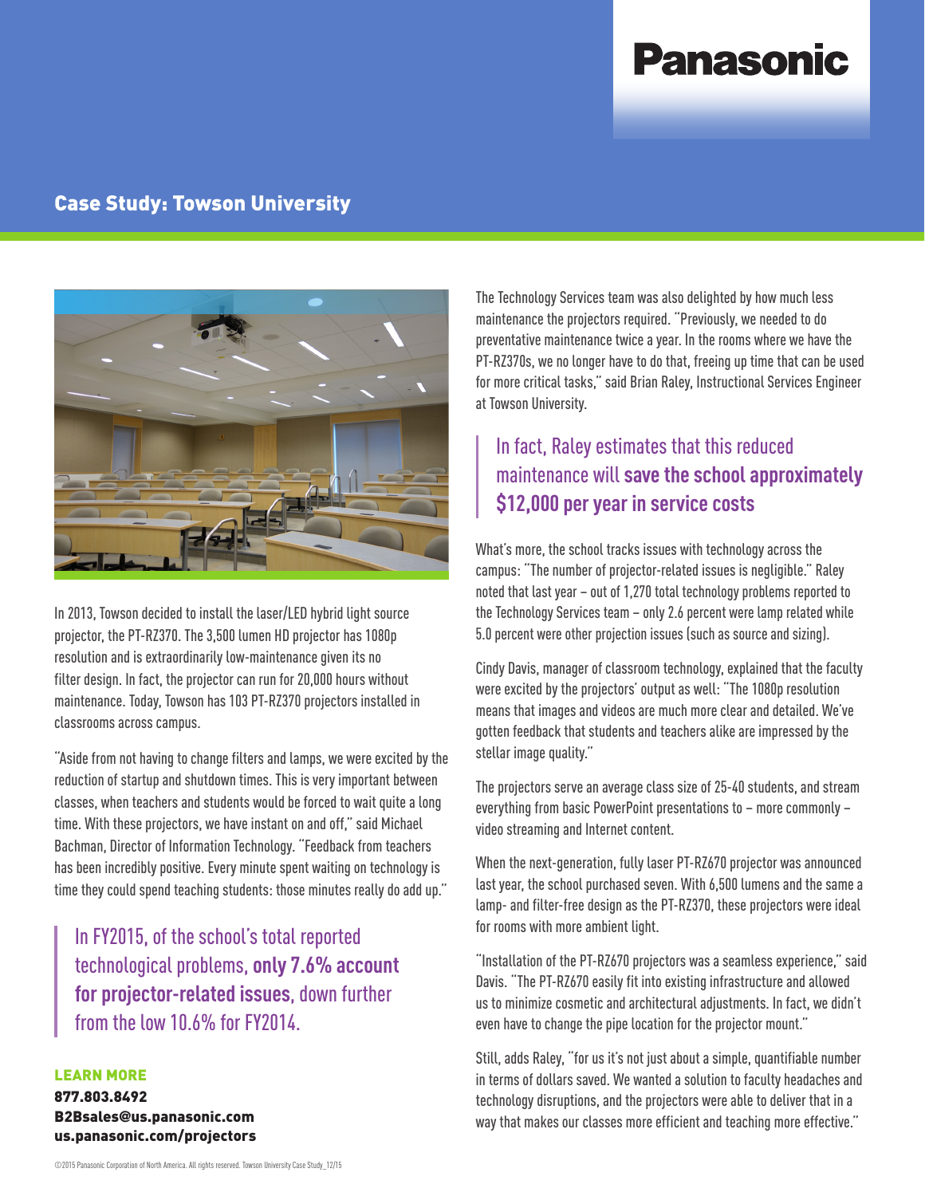Panasonic

## Case Study: Towson University

In 2013, Towson decided to install the laser/LED hybrid light source projector, the PT-RZ370. The 3,500 lumen HD projector has 1080p resolution and is extraordinarily low-maintenance given its no filter design. In fact, the projector can run for 20,000 hours without maintenance. Today, Towson has 103 PT-RZ370 projectors installed in classrooms across campus.

"Aside from not having to change filters and lamps, we were excited by the reduction of startup and shutdown times. This is very important between classes, when teachers and students would be forced to wait quite a long time. With these projectors, we have instant on and off," said Michael Bachman, Director of Information Technology. "Feedback from teachers has been incredibly positive. Every minute spent waiting on technology is time they could spend teaching students: those minutes really do add up."

> In FY2015, of the school's total reported technological problems, **only 7.6% account for projector-related issues**, down further from the low 10.6% for FY2014.

**LEARN MORE**
**877.803.8492**
**B2Bsales@us.panasonic.com**
**us.panasonic.com/projectors**

The Technology Services team was also delighted by how much less maintenance the projectors required. "Previously, we needed to do preventative maintenance twice a year. In the rooms where we have the PT-RZ370s, we no longer have to do that, freeing up time that can be used for more critical tasks," said Brian Raley, Instructional Services Engineer at Towson University.

> In fact, Raley estimates that this reduced maintenance will **save the school approximately $12,000 per year in service costs**

What's more, the school tracks issues with technology across the campus: "The number of projector-related issues is negligible." Raley noted that last year – out of 1,270 total technology problems reported to the Technology Services team – only 2.6 percent were lamp related while 5.0 percent were other projection issues (such as source and sizing).

Cindy Davis, manager of classroom technology, explained that the faculty were excited by the projectors' output as well: "The 1080p resolution means that images and videos are much more clear and detailed. We've gotten feedback that students and teachers alike are impressed by the stellar image quality."

The projectors serve an average class size of 25-40 students, and stream everything from basic PowerPoint presentations to – more commonly – video streaming and Internet content.

When the next-generation, fully laser PT-RZ670 projector was announced last year, the school purchased seven. With 6,500 lumens and the same a lamp- and filter-free design as the PT-RZ370, these projectors were ideal for rooms with more ambient light.

"Installation of the PT-RZ670 projectors was a seamless experience," said Davis. "The PT-RZ670 easily fit into existing infrastructure and allowed us to minimize cosmetic and architectural adjustments. In fact, we didn't even have to change the pipe location for the projector mount."

Still, adds Raley, "for us it's not just about a simple, quantifiable number in terms of dollars saved. We wanted a solution to faculty headaches and technology disruptions, and the projectors were able to deliver that in a way that makes our classes more efficient and teaching more effective."

©2015 Panasonic Corporation of North America. All rights reserved. Towson University Case Study_12/15